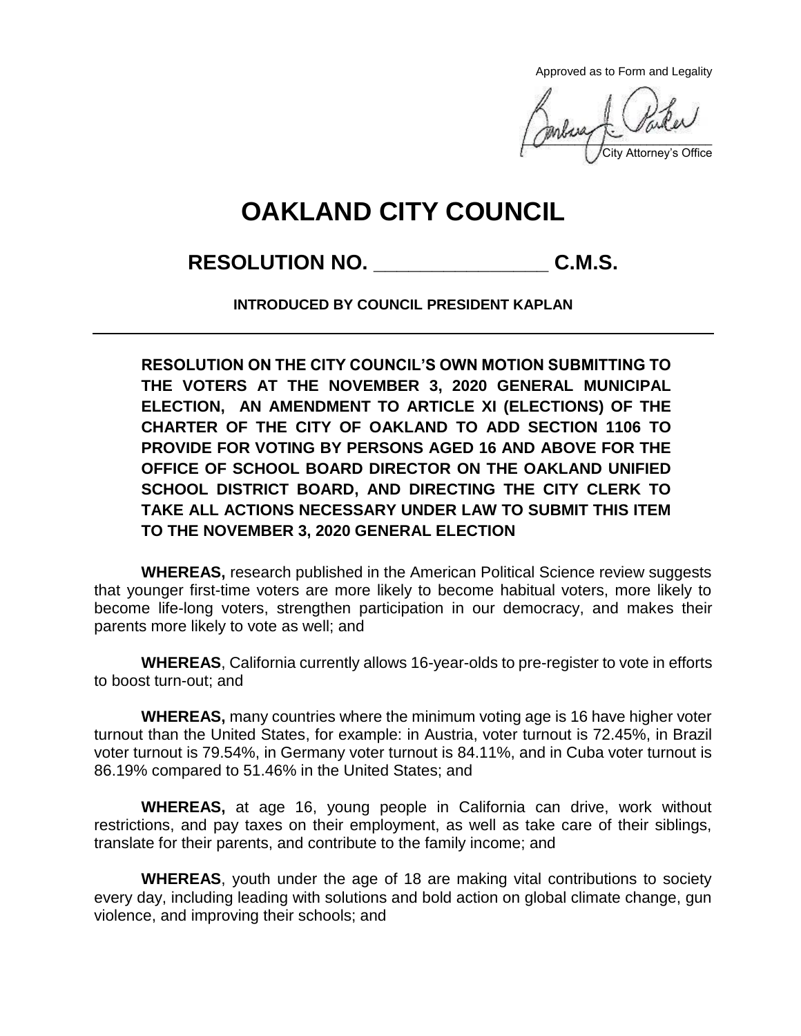Approved as to Form and Legality

City Attorney's Office

# OAKLAND CITY COUNCIL

## RESOLUTION NO. _______________ C.M.S.

**INTRODUCED BY COUNCIL PRESIDENT KAPLAN**

**RESOLUTION ON THE CITY COUNCIL'S OWN MOTION SUBMITTING TO THE VOTERS AT THE NOVEMBER 3, 2020 GENERAL MUNICIPAL ELECTION, AN AMENDMENT TO ARTICLE XI (ELECTIONS) OF THE CHARTER OF THE CITY OF OAKLAND TO ADD SECTION 1106 TO PROVIDE FOR VOTING BY PERSONS AGED 16 AND ABOVE FOR THE OFFICE OF SCHOOL BOARD DIRECTOR ON THE OAKLAND UNIFIED SCHOOL DISTRICT BOARD, AND DIRECTING THE CITY CLERK TO TAKE ALL ACTIONS NECESSARY UNDER LAW TO SUBMIT THIS ITEM TO THE NOVEMBER 3, 2020 GENERAL ELECTION**

**WHEREAS,** research published in the American Political Science review suggests that younger first-time voters are more likely to become habitual voters, more likely to become life-long voters, strengthen participation in our democracy, and makes their parents more likely to vote as well; and

**WHEREAS**, California currently allows 16-year-olds to pre-register to vote in efforts to boost turn-out; and

**WHEREAS,** many countries where the minimum voting age is 16 have higher voter turnout than the United States, for example: in Austria, voter turnout is 72.45%, in Brazil voter turnout is 79.54%, in Germany voter turnout is 84.11%, and in Cuba voter turnout is 86.19% compared to 51.46% in the United States; and

**WHEREAS,** at age 16, young people in California can drive, work without restrictions, and pay taxes on their employment, as well as take care of their siblings, translate for their parents, and contribute to the family income; and

**WHEREAS**, youth under the age of 18 are making vital contributions to society every day, including leading with solutions and bold action on global climate change, gun violence, and improving their schools; and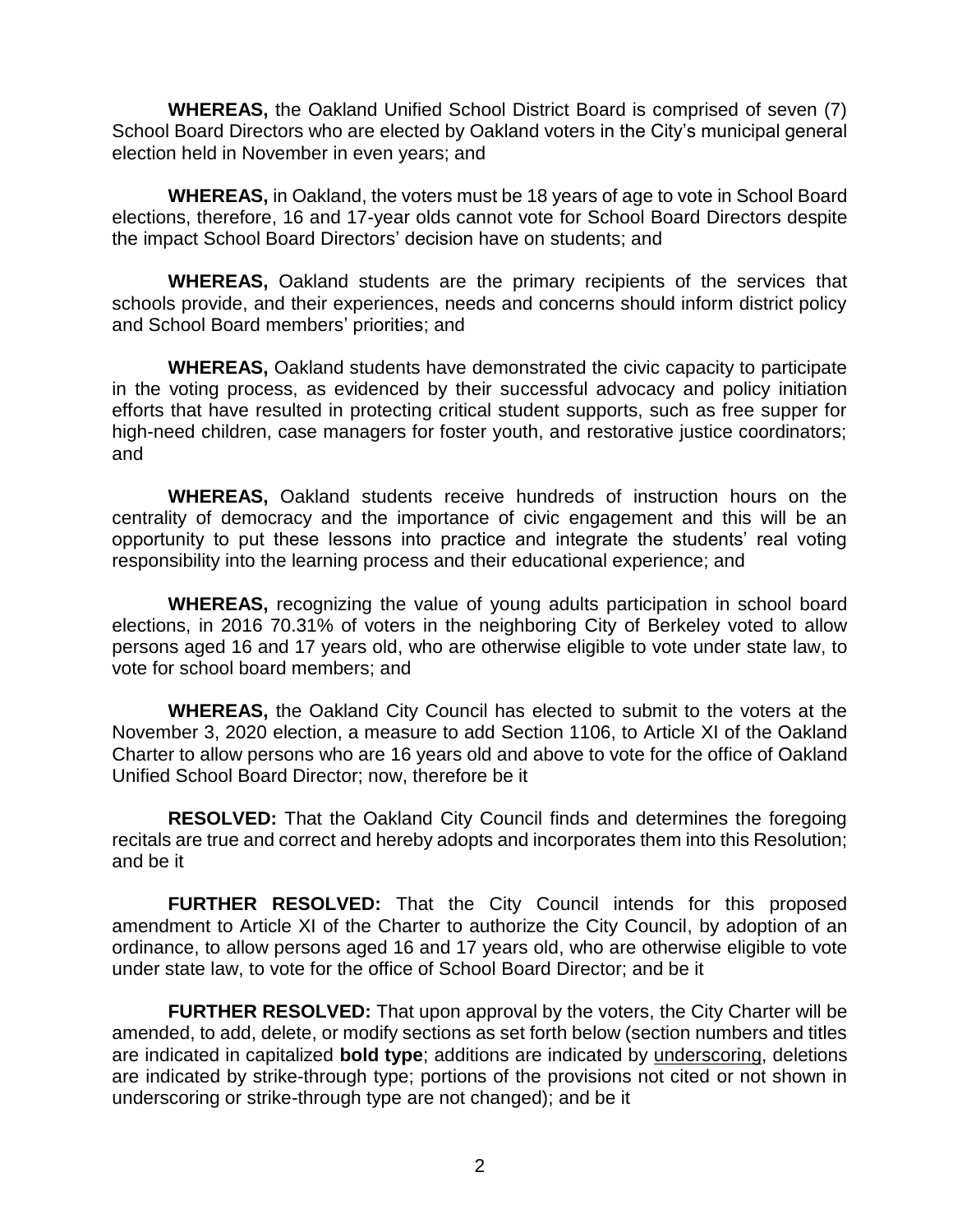**WHEREAS,** the Oakland Unified School District Board is comprised of seven (7) School Board Directors who are elected by Oakland voters in the City's municipal general election held in November in even years; and

**WHEREAS,** in Oakland, the voters must be 18 years of age to vote in School Board elections, therefore, 16 and 17-year olds cannot vote for School Board Directors despite the impact School Board Directors' decision have on students; and

**WHEREAS,** Oakland students are the primary recipients of the services that schools provide, and their experiences, needs and concerns should inform district policy and School Board members' priorities; and

**WHEREAS,** Oakland students have demonstrated the civic capacity to participate in the voting process, as evidenced by their successful advocacy and policy initiation efforts that have resulted in protecting critical student supports, such as free supper for high-need children, case managers for foster youth, and restorative justice coordinators; and

**WHEREAS,** Oakland students receive hundreds of instruction hours on the centrality of democracy and the importance of civic engagement and this will be an opportunity to put these lessons into practice and integrate the students' real voting responsibility into the learning process and their educational experience; and

**WHEREAS,** recognizing the value of young adults participation in school board elections, in 2016 70.31% of voters in the neighboring City of Berkeley voted to allow persons aged 16 and 17 years old, who are otherwise eligible to vote under state law, to vote for school board members; and

**WHEREAS,** the Oakland City Council has elected to submit to the voters at the November 3, 2020 election, a measure to add Section 1106, to Article XI of the Oakland Charter to allow persons who are 16 years old and above to vote for the office of Oakland Unified School Board Director; now, therefore be it

**RESOLVED:** That the Oakland City Council finds and determines the foregoing recitals are true and correct and hereby adopts and incorporates them into this Resolution; and be it

**FURTHER RESOLVED:** That the City Council intends for this proposed amendment to Article XI of the Charter to authorize the City Council, by adoption of an ordinance, to allow persons aged 16 and 17 years old, who are otherwise eligible to vote under state law, to vote for the office of School Board Director; and be it

**FURTHER RESOLVED:** That upon approval by the voters, the City Charter will be amended, to add, delete, or modify sections as set forth below (section numbers and titles are indicated in capitalized **bold type**; additions are indicated by <u>underscoring</u>, deletions are indicated by strike-through type; portions of the provisions not cited or not shown in underscoring or strike-through type are not changed); and be it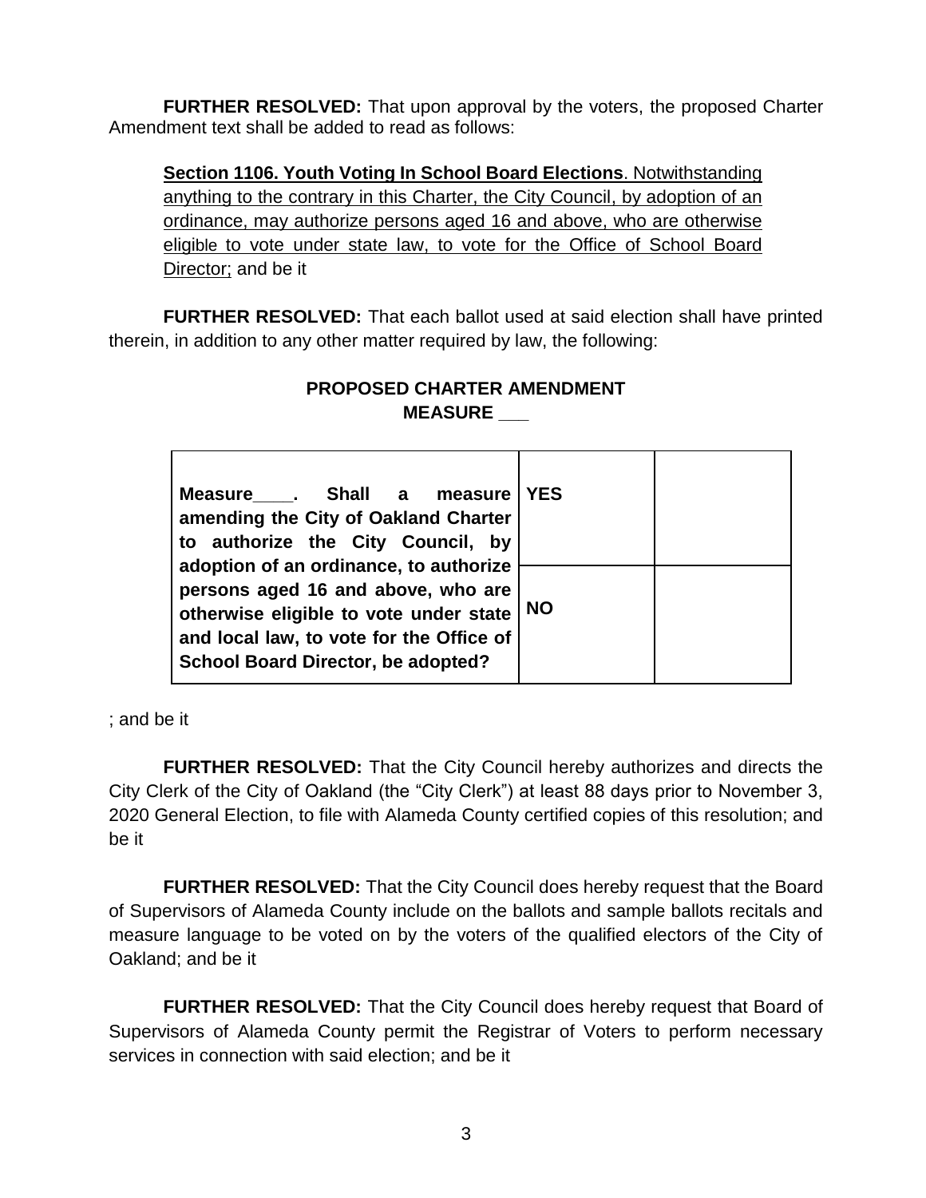**FURTHER RESOLVED:** That upon approval by the voters, the proposed Charter Amendment text shall be added to read as follows:

> **Section 1106. Youth Voting In School Board Elections**. Notwithstanding anything to the contrary in this Charter, the City Council, by adoption of an ordinance, may authorize persons aged 16 and above, who are otherwise eligible to vote under state law, to vote for the Office of School Board Director; and be it

**FURTHER RESOLVED:** That each ballot used at said election shall have printed therein, in addition to any other matter required by law, the following:

**PROPOSED CHARTER AMENDMENT**
**MEASURE \_\_\_**

| **Measure\_\_\_\_. Shall a measure amending the City of Oakland Charter to authorize the City Council, by adoption of an ordinance, to authorize persons aged 16 and above, who are otherwise eligible to vote under state and local law, to vote for the Office of School Board Director, be adopted?** | **YES** | |
|---|---|---|
| | **NO** | |

; and be it

**FURTHER RESOLVED:** That the City Council hereby authorizes and directs the City Clerk of the City of Oakland (the "City Clerk") at least 88 days prior to November 3, 2020 General Election, to file with Alameda County certified copies of this resolution; and be it

**FURTHER RESOLVED:** That the City Council does hereby request that the Board of Supervisors of Alameda County include on the ballots and sample ballots recitals and measure language to be voted on by the voters of the qualified electors of the City of Oakland; and be it

**FURTHER RESOLVED:** That the City Council does hereby request that Board of Supervisors of Alameda County permit the Registrar of Voters to perform necessary services in connection with said election; and be it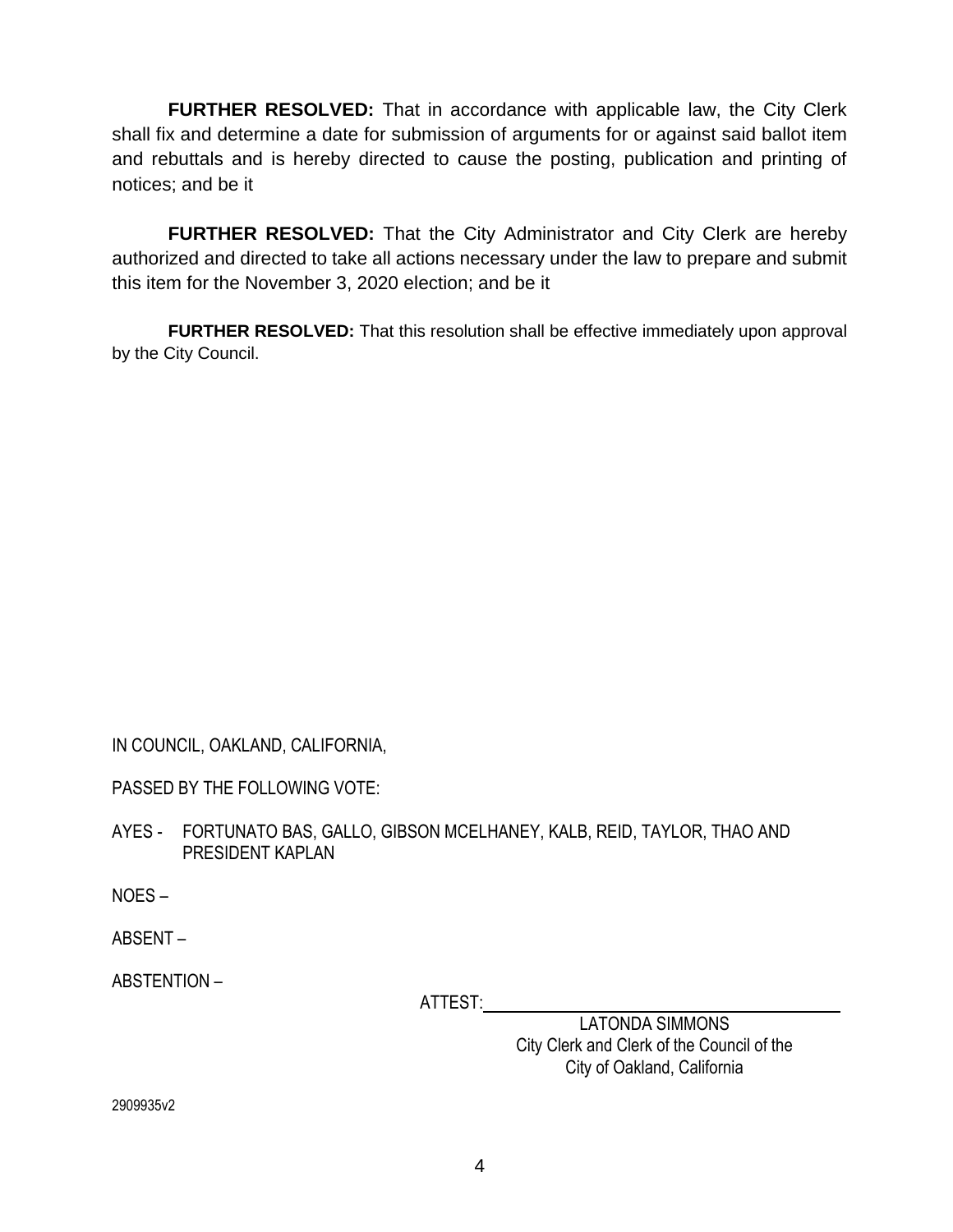**FURTHER RESOLVED:** That in accordance with applicable law, the City Clerk shall fix and determine a date for submission of arguments for or against said ballot item and rebuttals and is hereby directed to cause the posting, publication and printing of notices; and be it

**FURTHER RESOLVED:** That the City Administrator and City Clerk are hereby authorized and directed to take all actions necessary under the law to prepare and submit this item for the November 3, 2020 election; and be it

**FURTHER RESOLVED:** That this resolution shall be effective immediately upon approval by the City Council.

IN COUNCIL, OAKLAND, CALIFORNIA,

PASSED BY THE FOLLOWING VOTE:

AYES - FORTUNATO BAS, GALLO, GIBSON MCELHANEY, KALB, REID, TAYLOR, THAO AND PRESIDENT KAPLAN

NOES –

ABSENT –

ABSTENTION –

ATTEST: \_\_\_\_\_\_\_\_\_\_\_\_\_\_\_\_\_\_\_\_\_\_\_\_\_\_\_\_\_\_\_\_\_\_\_\_

LATONDA SIMMONS
City Clerk and Clerk of the Council of the
City of Oakland, California

2909935v2